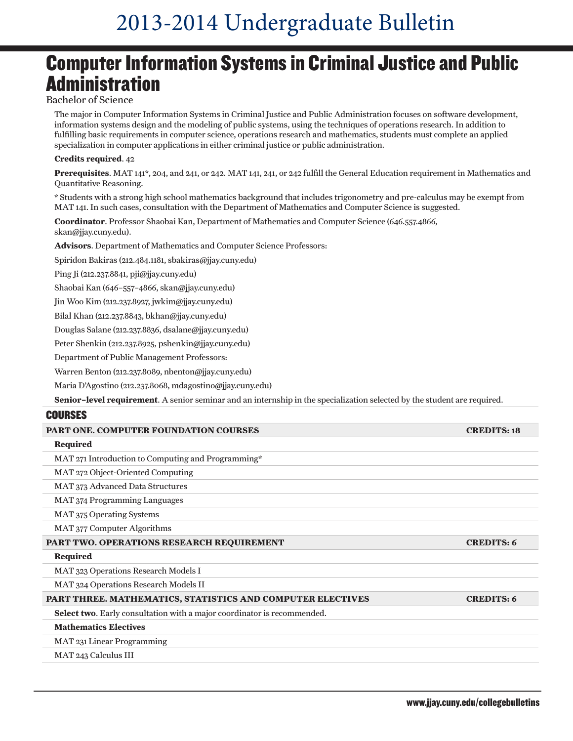# Computer Information Systems in Criminal Justice and Public Administration

Bachelor of Science

The major in Computer Information Systems in Criminal Justice and Public Administration focuses on software development, information systems design and the modeling of public systems, using the techniques of operations research. In addition to fulfilling basic requirements in computer science, operations research and mathematics, students must complete an applied specialization in computer applications in either criminal justice or public administration.

**Credits required**. 42

**Prerequisites**. MAT 141*, 204, and 241, or 242. MAT 141, 241, or 242 fulfill the General Education requirement in Mathematics and Quantitative Reasoning.

* Students with a strong high school mathematics background that includes trigonometry and pre-calculus may be exempt from MAT 141. In such cases, consultation with the Department of Mathematics and Computer Science is suggested.

**Coordinator**. Professor Shaobai Kan, Department of Mathematics and Computer Science (646.557.4866, skan@jjay.cuny.edu).

**Advisors**. Department of Mathematics and Computer Science Professors:

Spiridon Bakiras (212.484.1181, sbakiras@jjay.cuny.edu)

Ping Ji (212.237.8841, pji@jjay.cuny.edu)

Shaobai Kan (646–557–4866, skan@jjay.cuny.edu)

Jin Woo Kim (212.237.8927, jwkim@jjay.cuny.edu)

Bilal Khan (212.237.8843, bkhan@jjay.cuny.edu)

Douglas Salane (212.237.8836, dsalane@jjay.cuny.edu)

Peter Shenkin (212.237.8925, pshenkin@jjay.cuny.edu)

Department of Public Management Professors:

Warren Benton (212.237.8089, nbenton@jjay.cuny.edu)

Maria D'Agostino (212.237.8068, mdagostino@jjay.cuny.edu)

**Senior–level requirement**. A senior seminar and an internship in the specialization selected by the student are required.

## COURSES

| PART ONE. COMPUTER FOUNDATION COURSES | CREDITS: 18 |
|---|---|
| **Required** | |
| MAT 271 Introduction to Computing and Programming* | |
| MAT 272 Object-Oriented Computing | |
| MAT 373 Advanced Data Structures | |
| MAT 374 Programming Languages | |
| MAT 375 Operating Systems | |
| MAT 377 Computer Algorithms | |
| **PART TWO. OPERATIONS RESEARCH REQUIREMENT** | **CREDITS: 6** |
| **Required** | |
| MAT 323 Operations Research Models I | |
| MAT 324 Operations Research Models II | |
| **PART THREE. MATHEMATICS, STATISTICS AND COMPUTER ELECTIVES** | **CREDITS: 6** |
| **Select two**. Early consultation with a major coordinator is recommended. | |
| **Mathematics Electives** | |
| MAT 231 Linear Programming | |
| MAT 243 Calculus III | |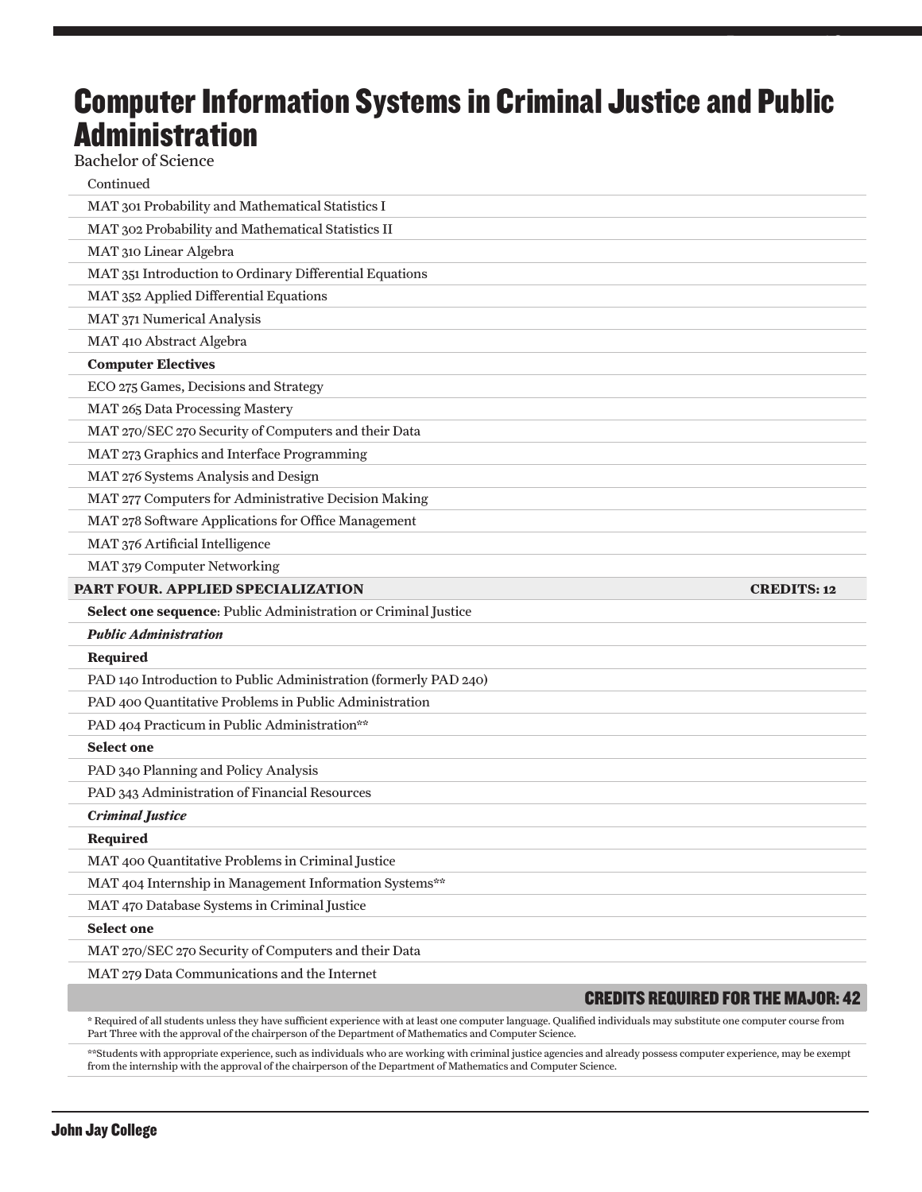# Computer Information Systems in Criminal Justice and Public Administration

Bachelor of Science

Continued

MAT 301 Probability and Mathematical Statistics I

MAT 302 Probability and Mathematical Statistics II

MAT 310 Linear Algebra

MAT 351 Introduction to Ordinary Differential Equations

MAT 352 Applied Differential Equations

MAT 371 Numerical Analysis

MAT 410 Abstract Algebra

**Computer Electives**

ECO 275 Games, Decisions and Strategy

MAT 265 Data Processing Mastery

MAT 270/SEC 270 Security of Computers and their Data

MAT 273 Graphics and Interface Programming

MAT 276 Systems Analysis and Design

MAT 277 Computers for Administrative Decision Making

MAT 278 Software Applications for Office Management

MAT 376 Artificial Intelligence

MAT 379 Computer Networking

**PART FOUR. APPLIED SPECIALIZATION** — **CREDITS: 12**

**Select one sequence**: Public Administration or Criminal Justice

***Public Administration***

**Required**

PAD 140 Introduction to Public Administration (formerly PAD 240)

PAD 400 Quantitative Problems in Public Administration

PAD 404 Practicum in Public Administration**

**Select one**

PAD 340 Planning and Policy Analysis

PAD 343 Administration of Financial Resources

***Criminal Justice***

**Required**

MAT 400 Quantitative Problems in Criminal Justice

MAT 404 Internship in Management Information Systems**

MAT 470 Database Systems in Criminal Justice

**Select one**

MAT 270/SEC 270 Security of Computers and their Data

MAT 279 Data Communications and the Internet

**CREDITS REQUIRED FOR THE MAJOR: 42**

* Required of all students unless they have sufficient experience with at least one computer language. Qualified individuals may substitute one computer course from Part Three with the approval of the chairperson of the Department of Mathematics and Computer Science.

**Students with appropriate experience, such as individuals who are working with criminal justice agencies and already possess computer experience, may be exempt from the internship with the approval of the chairperson of the Department of Mathematics and Computer Science.